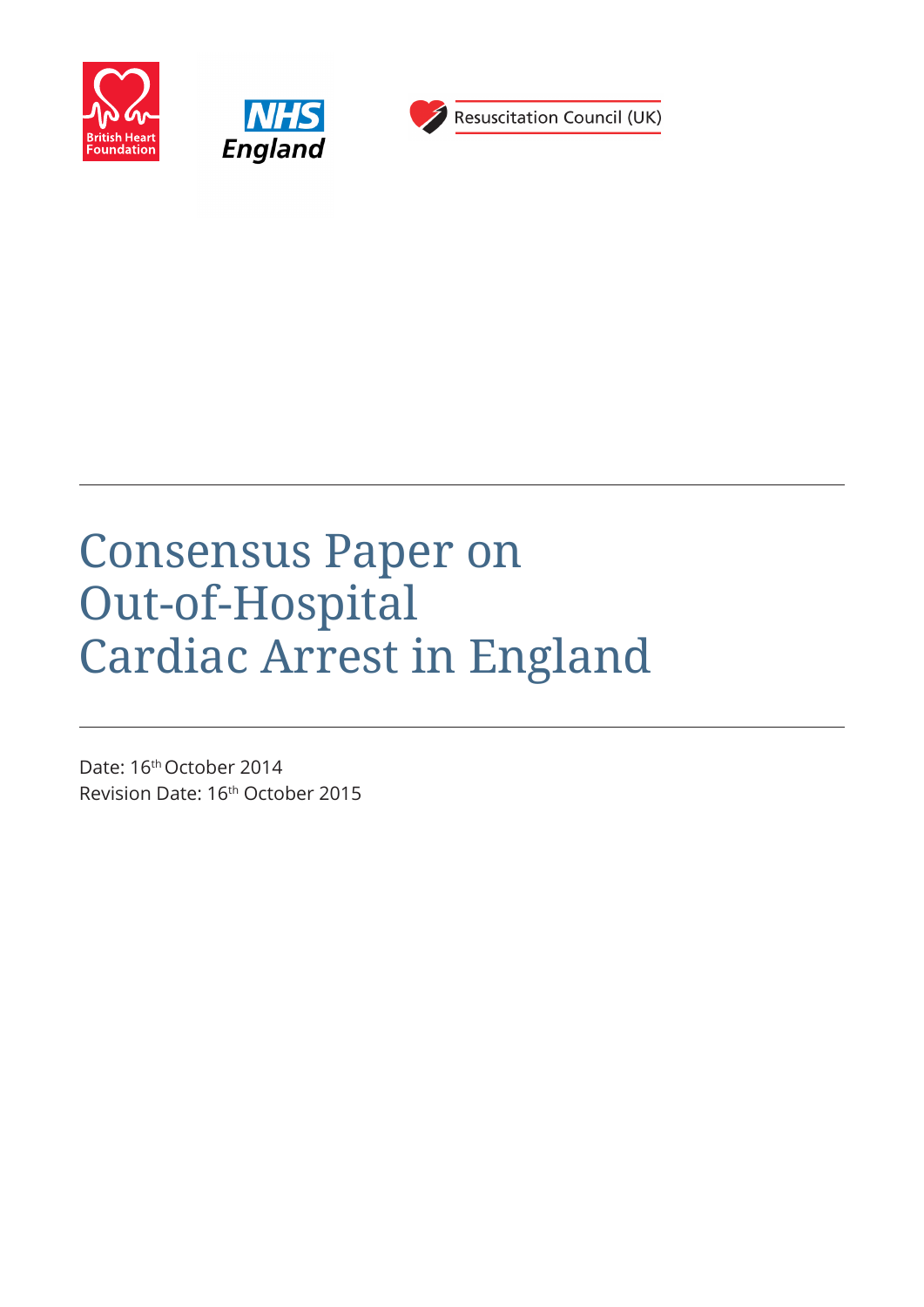British Heart Foundation

NHS England

Resuscitation Council (UK)

# Consensus Paper on Out-of-Hospital Cardiac Arrest in England

Date: 16th October 2014
Revision Date: 16th October 2015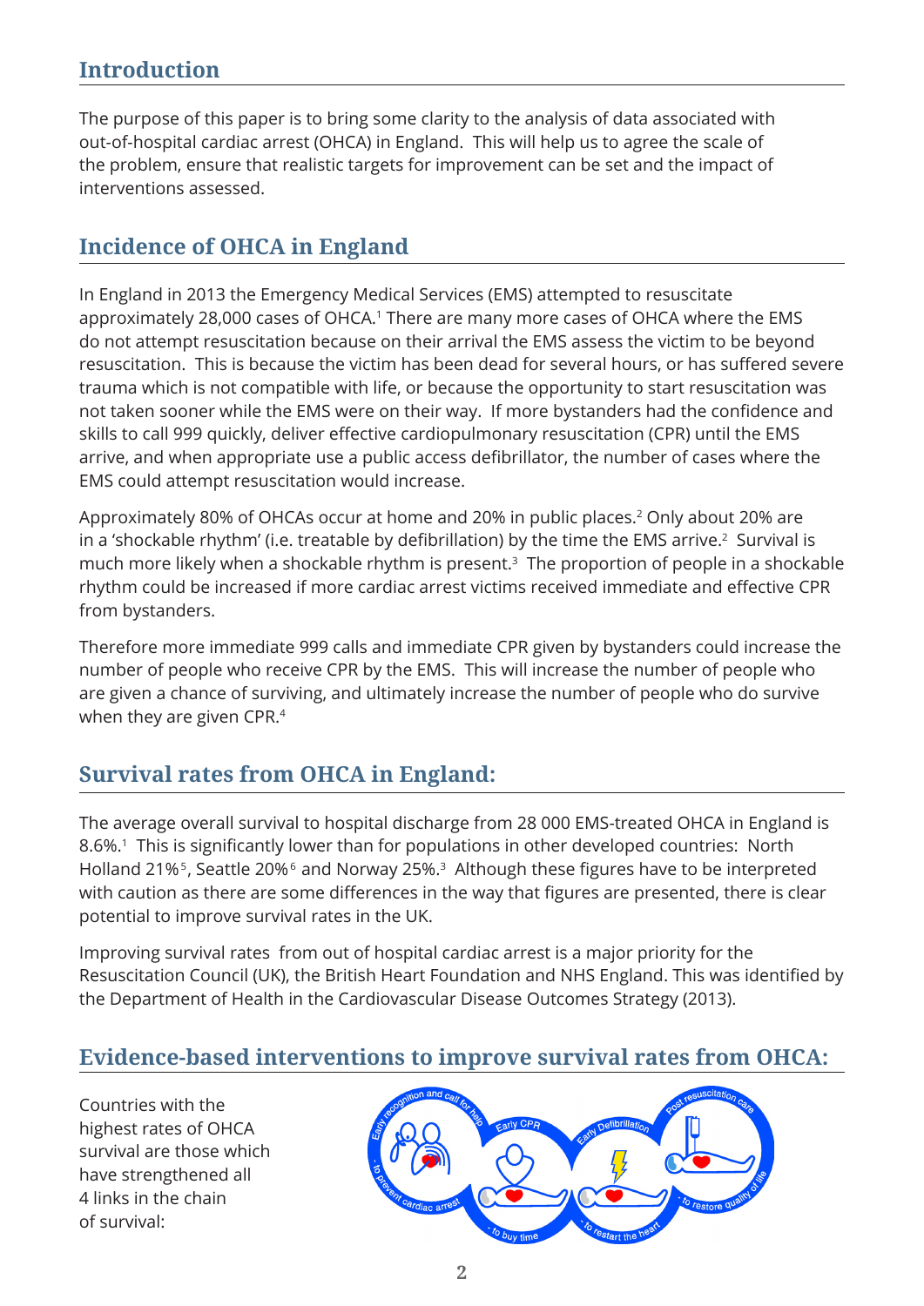## Introduction

The purpose of this paper is to bring some clarity to the analysis of data associated with out-of-hospital cardiac arrest (OHCA) in England. This will help us to agree the scale of the problem, ensure that realistic targets for improvement can be set and the impact of interventions assessed.

## Incidence of OHCA in England

In England in 2013 the Emergency Medical Services (EMS) attempted to resuscitate approximately 28,000 cases of OHCA.[1] There are many more cases of OHCA where the EMS do not attempt resuscitation because on their arrival the EMS assess the victim to be beyond resuscitation. This is because the victim has been dead for several hours, or has suffered severe trauma which is not compatible with life, or because the opportunity to start resuscitation was not taken sooner while the EMS were on their way. If more bystanders had the confidence and skills to call 999 quickly, deliver effective cardiopulmonary resuscitation (CPR) until the EMS arrive, and when appropriate use a public access defibrillator, the number of cases where the EMS could attempt resuscitation would increase.

Approximately 80% of OHCAs occur at home and 20% in public places.[2] Only about 20% are in a 'shockable rhythm' (i.e. treatable by defibrillation) by the time the EMS arrive.[2] Survival is much more likely when a shockable rhythm is present.[3] The proportion of people in a shockable rhythm could be increased if more cardiac arrest victims received immediate and effective CPR from bystanders.

Therefore more immediate 999 calls and immediate CPR given by bystanders could increase the number of people who receive CPR by the EMS. This will increase the number of people who are given a chance of surviving, and ultimately increase the number of people who do survive when they are given CPR.[4]

## Survival rates from OHCA in England:

The average overall survival to hospital discharge from 28 000 EMS-treated OHCA in England is 8.6%.[1] This is significantly lower than for populations in other developed countries: North Holland 21%[5], Seattle 20%[6] and Norway 25%.[3] Although these figures have to be interpreted with caution as there are some differences in the way that figures are presented, there is clear potential to improve survival rates in the UK.

Improving survival rates from out of hospital cardiac arrest is a major priority for the Resuscitation Council (UK), the British Heart Foundation and NHS England. This was identified by the Department of Health in the Cardiovascular Disease Outcomes Strategy (2013).

## Evidence-based interventions to improve survival rates from OHCA:

Countries with the highest rates of OHCA survival are those which have strengthened all 4 links in the chain of survival: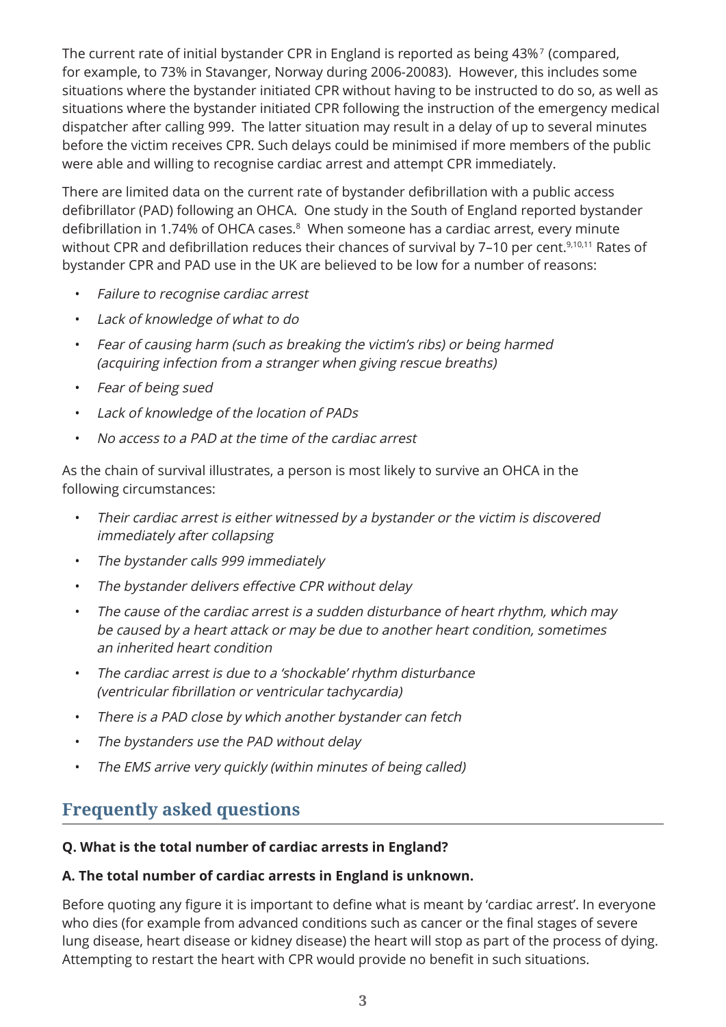The current rate of initial bystander CPR in England is reported as being 43%[7] (compared, for example, to 73% in Stavanger, Norway during 2006-2008[3]). However, this includes some situations where the bystander initiated CPR without having to be instructed to do so, as well as situations where the bystander initiated CPR following the instruction of the emergency medical dispatcher after calling 999. The latter situation may result in a delay of up to several minutes before the victim receives CPR. Such delays could be minimised if more members of the public were able and willing to recognise cardiac arrest and attempt CPR immediately.

There are limited data on the current rate of bystander defibrillation with a public access defibrillator (PAD) following an OHCA. One study in the South of England reported bystander defibrillation in 1.74% of OHCA cases.[8] When someone has a cardiac arrest, every minute without CPR and defibrillation reduces their chances of survival by 7–10 per cent.[9,10,11] Rates of bystander CPR and PAD use in the UK are believed to be low for a number of reasons:

- *Failure to recognise cardiac arrest*
- *Lack of knowledge of what to do*
- *Fear of causing harm (such as breaking the victim's ribs) or being harmed (acquiring infection from a stranger when giving rescue breaths)*
- *Fear of being sued*
- *Lack of knowledge of the location of PADs*
- *No access to a PAD at the time of the cardiac arrest*

As the chain of survival illustrates, a person is most likely to survive an OHCA in the following circumstances:

- *Their cardiac arrest is either witnessed by a bystander or the victim is discovered immediately after collapsing*
- *The bystander calls 999 immediately*
- *The bystander delivers effective CPR without delay*
- *The cause of the cardiac arrest is a sudden disturbance of heart rhythm, which may be caused by a heart attack or may be due to another heart condition, sometimes an inherited heart condition*
- *The cardiac arrest is due to a 'shockable' rhythm disturbance (ventricular fibrillation or ventricular tachycardia)*
- *There is a PAD close by which another bystander can fetch*
- *The bystanders use the PAD without delay*
- *The EMS arrive very quickly (within minutes of being called)*

## Frequently asked questions

**Q. What is the total number of cardiac arrests in England?**

**A. The total number of cardiac arrests in England is unknown.**

Before quoting any figure it is important to define what is meant by 'cardiac arrest'. In everyone who dies (for example from advanced conditions such as cancer or the final stages of severe lung disease, heart disease or kidney disease) the heart will stop as part of the process of dying. Attempting to restart the heart with CPR would provide no benefit in such situations.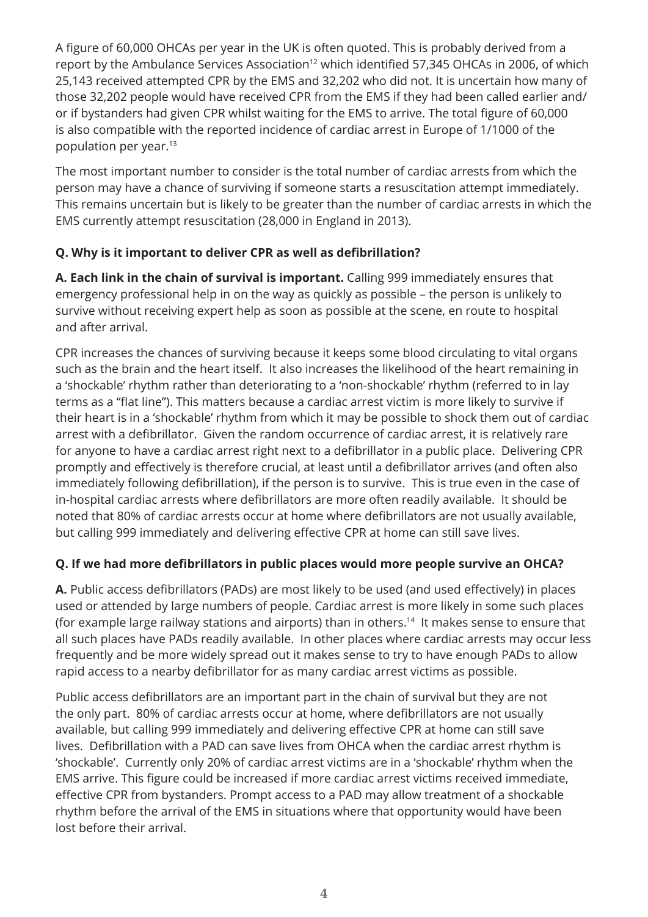A figure of 60,000 OHCAs per year in the UK is often quoted. This is probably derived from a report by the Ambulance Services Association[12] which identified 57,345 OHCAs in 2006, of which 25,143 received attempted CPR by the EMS and 32,202 who did not. It is uncertain how many of those 32,202 people would have received CPR from the EMS if they had been called earlier and/or if bystanders had given CPR whilst waiting for the EMS to arrive. The total figure of 60,000 is also compatible with the reported incidence of cardiac arrest in Europe of 1/1000 of the population per year.[13]

The most important number to consider is the total number of cardiac arrests from which the person may have a chance of surviving if someone starts a resuscitation attempt immediately. This remains uncertain but is likely to be greater than the number of cardiac arrests in which the EMS currently attempt resuscitation (28,000 in England in 2013).

### Q. Why is it important to deliver CPR as well as defibrillation?

**A. Each link in the chain of survival is important.** Calling 999 immediately ensures that emergency professional help in on the way as quickly as possible – the person is unlikely to survive without receiving expert help as soon as possible at the scene, en route to hospital and after arrival.

CPR increases the chances of surviving because it keeps some blood circulating to vital organs such as the brain and the heart itself. It also increases the likelihood of the heart remaining in a 'shockable' rhythm rather than deteriorating to a 'non-shockable' rhythm (referred to in lay terms as a "flat line"). This matters because a cardiac arrest victim is more likely to survive if their heart is in a 'shockable' rhythm from which it may be possible to shock them out of cardiac arrest with a defibrillator. Given the random occurrence of cardiac arrest, it is relatively rare for anyone to have a cardiac arrest right next to a defibrillator in a public place. Delivering CPR promptly and effectively is therefore crucial, at least until a defibrillator arrives (and often also immediately following defibrillation), if the person is to survive. This is true even in the case of in-hospital cardiac arrests where defibrillators are more often readily available. It should be noted that 80% of cardiac arrests occur at home where defibrillators are not usually available, but calling 999 immediately and delivering effective CPR at home can still save lives.

### Q. If we had more defibrillators in public places would more people survive an OHCA?

**A.** Public access defibrillators (PADs) are most likely to be used (and used effectively) in places used or attended by large numbers of people. Cardiac arrest is more likely in some such places (for example large railway stations and airports) than in others.[14] It makes sense to ensure that all such places have PADs readily available. In other places where cardiac arrests may occur less frequently and be more widely spread out it makes sense to try to have enough PADs to allow rapid access to a nearby defibrillator for as many cardiac arrest victims as possible.

Public access defibrillators are an important part in the chain of survival but they are not the only part. 80% of cardiac arrests occur at home, where defibrillators are not usually available, but calling 999 immediately and delivering effective CPR at home can still save lives. Defibrillation with a PAD can save lives from OHCA when the cardiac arrest rhythm is 'shockable'. Currently only 20% of cardiac arrest victims are in a 'shockable' rhythm when the EMS arrive. This figure could be increased if more cardiac arrest victims received immediate, effective CPR from bystanders. Prompt access to a PAD may allow treatment of a shockable rhythm before the arrival of the EMS in situations where that opportunity would have been lost before their arrival.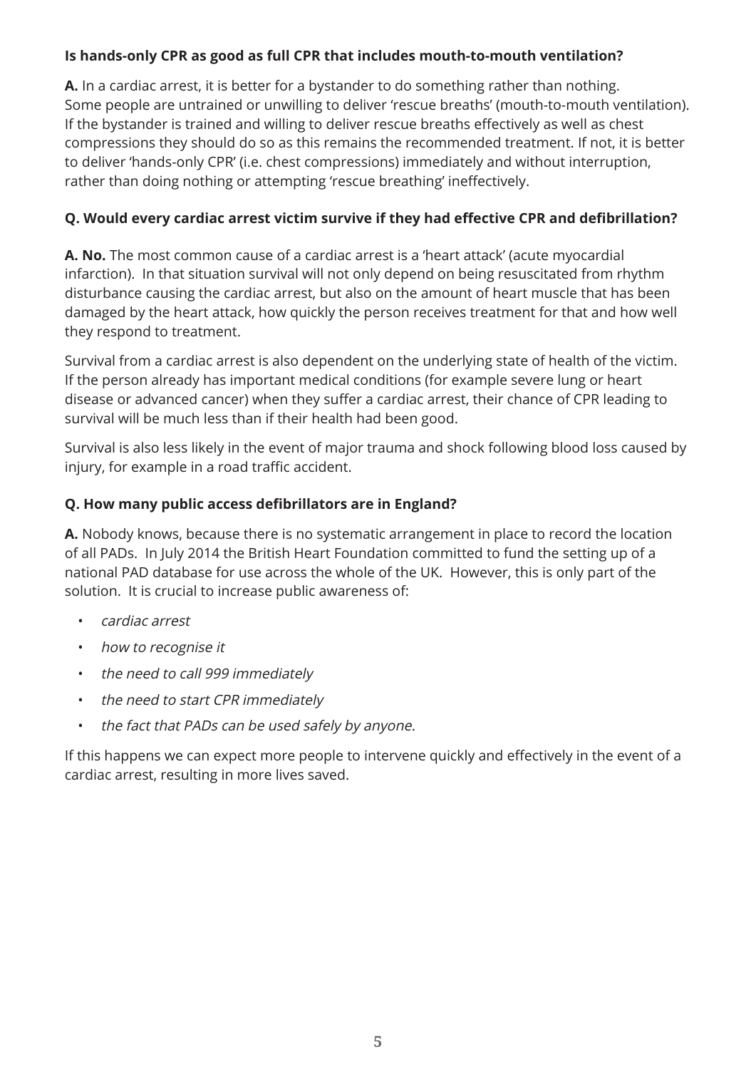**Is hands-only CPR as good as full CPR that includes mouth-to-mouth ventilation?**

**A.** In a cardiac arrest, it is better for a bystander to do something rather than nothing. Some people are untrained or unwilling to deliver 'rescue breaths' (mouth-to-mouth ventilation). If the bystander is trained and willing to deliver rescue breaths effectively as well as chest compressions they should do so as this remains the recommended treatment. If not, it is better to deliver 'hands-only CPR' (i.e. chest compressions) immediately and without interruption, rather than doing nothing or attempting 'rescue breathing' ineffectively.

**Q. Would every cardiac arrest victim survive if they had effective CPR and defibrillation?**

**A. No.** The most common cause of a cardiac arrest is a 'heart attack' (acute myocardial infarction). In that situation survival will not only depend on being resuscitated from rhythm disturbance causing the cardiac arrest, but also on the amount of heart muscle that has been damaged by the heart attack, how quickly the person receives treatment for that and how well they respond to treatment.

Survival from a cardiac arrest is also dependent on the underlying state of health of the victim. If the person already has important medical conditions (for example severe lung or heart disease or advanced cancer) when they suffer a cardiac arrest, their chance of CPR leading to survival will be much less than if their health had been good.

Survival is also less likely in the event of major trauma and shock following blood loss caused by injury, for example in a road traffic accident.

**Q. How many public access defibrillators are in England?**

**A.** Nobody knows, because there is no systematic arrangement in place to record the location of all PADs. In July 2014 the British Heart Foundation committed to fund the setting up of a national PAD database for use across the whole of the UK. However, this is only part of the solution. It is crucial to increase public awareness of:

- *cardiac arrest*
- *how to recognise it*
- *the need to call 999 immediately*
- *the need to start CPR immediately*
- *the fact that PADs can be used safely by anyone.*

If this happens we can expect more people to intervene quickly and effectively in the event of a cardiac arrest, resulting in more lives saved.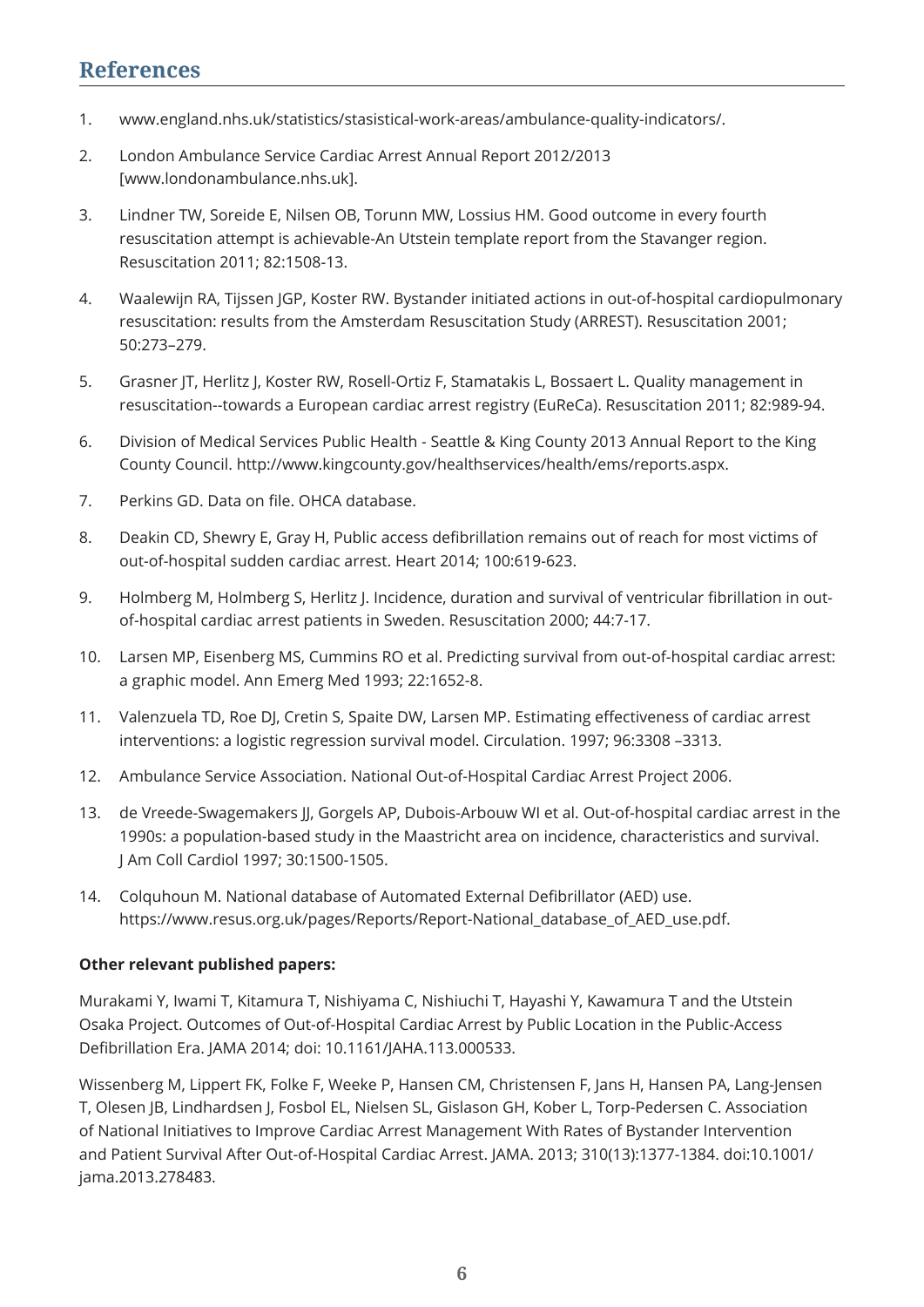## References

1. www.england.nhs.uk/statistics/stasistical-work-areas/ambulance-quality-indicators/.
2. London Ambulance Service Cardiac Arrest Annual Report 2012/2013 [www.londonambulance.nhs.uk].
3. Lindner TW, Soreide E, Nilsen OB, Torunn MW, Lossius HM. Good outcome in every fourth resuscitation attempt is achievable-An Utstein template report from the Stavanger region. Resuscitation 2011; 82:1508-13.
4. Waalewijn RA, Tijssen JGP, Koster RW. Bystander initiated actions in out-of-hospital cardiopulmonary resuscitation: results from the Amsterdam Resuscitation Study (ARREST). Resuscitation 2001; 50:273–279.
5. Grasner JT, Herlitz J, Koster RW, Rosell-Ortiz F, Stamatakis L, Bossaert L. Quality management in resuscitation--towards a European cardiac arrest registry (EuReCa). Resuscitation 2011; 82:989-94.
6. Division of Medical Services Public Health - Seattle & King County 2013 Annual Report to the King County Council. http://www.kingcounty.gov/healthservices/health/ems/reports.aspx.
7. Perkins GD. Data on file. OHCA database.
8. Deakin CD, Shewry E, Gray H, Public access defibrillation remains out of reach for most victims of out-of-hospital sudden cardiac arrest. Heart 2014; 100:619-623.
9. Holmberg M, Holmberg S, Herlitz J. Incidence, duration and survival of ventricular fibrillation in out-of-hospital cardiac arrest patients in Sweden. Resuscitation 2000; 44:7-17.
10. Larsen MP, Eisenberg MS, Cummins RO et al. Predicting survival from out-of-hospital cardiac arrest: a graphic model. Ann Emerg Med 1993; 22:1652-8.
11. Valenzuela TD, Roe DJ, Cretin S, Spaite DW, Larsen MP. Estimating effectiveness of cardiac arrest interventions: a logistic regression survival model. Circulation. 1997; 96:3308 –3313.
12. Ambulance Service Association. National Out-of-Hospital Cardiac Arrest Project 2006.
13. de Vreede-Swagemakers JJ, Gorgels AP, Dubois-Arbouw WI et al. Out-of-hospital cardiac arrest in the 1990s: a population-based study in the Maastricht area on incidence, characteristics and survival. J Am Coll Cardiol 1997; 30:1500-1505.
14. Colquhoun M. National database of Automated External Defibrillator (AED) use. https://www.resus.org.uk/pages/Reports/Report-National_database_of_AED_use.pdf.

**Other relevant published papers:**

Murakami Y, Iwami T, Kitamura T, Nishiyama C, Nishiuchi T, Hayashi Y, Kawamura T and the Utstein Osaka Project. Outcomes of Out-of-Hospital Cardiac Arrest by Public Location in the Public-Access Defibrillation Era. JAMA 2014; doi: 10.1161/JAHA.113.000533.

Wissenberg M, Lippert FK, Folke F, Weeke P, Hansen CM, Christensen F, Jans H, Hansen PA, Lang-Jensen T, Olesen JB, Lindhardsen J, Fosbol EL, Nielsen SL, Gislason GH, Kober L, Torp-Pedersen C. Association of National Initiatives to Improve Cardiac Arrest Management With Rates of Bystander Intervention and Patient Survival After Out-of-Hospital Cardiac Arrest. JAMA. 2013; 310(13):1377-1384. doi:10.1001/jama.2013.278483.